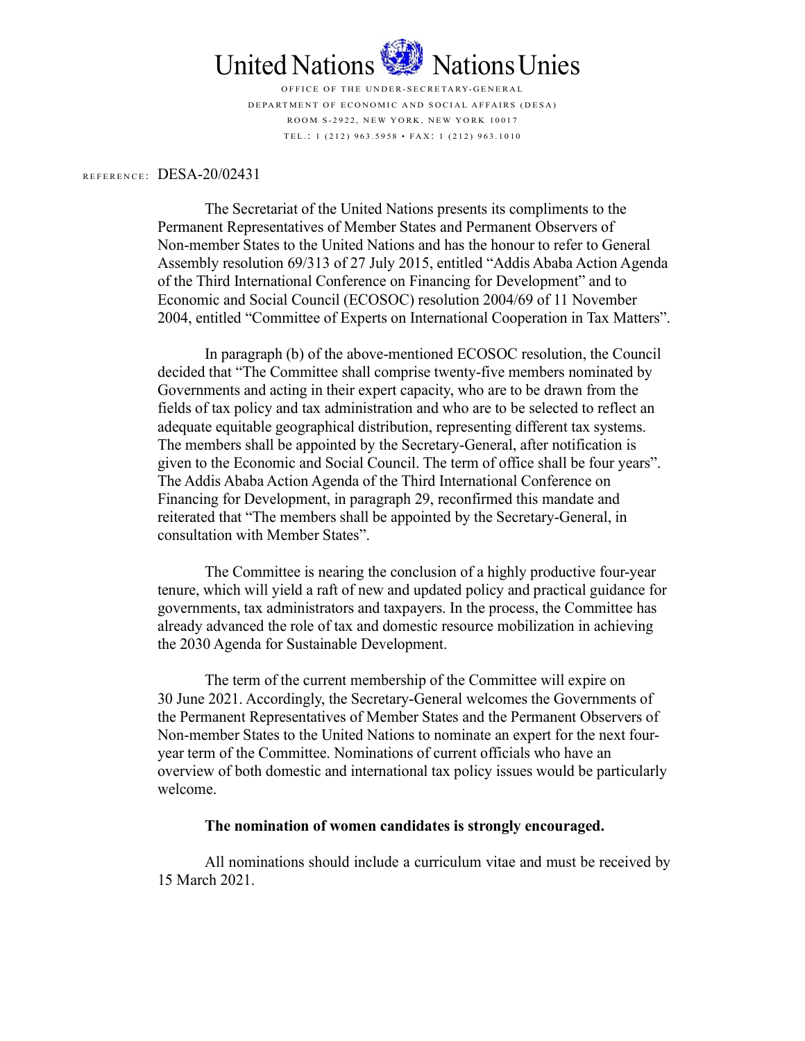United Nations Nations Unies

OFFICE OF THE UNDER-SECRETARY-GENERAL
DEPARTMENT OF ECONOMIC AND SOCIAL AFFAIRS (DESA)
ROOM S-2922, NEW YORK, NEW YORK 10017
TEL.: 1 (212) 963.5958 • FAX: 1 (212) 963.1010

REFERENCE: DESA-20/02431

The Secretariat of the United Nations presents its compliments to the Permanent Representatives of Member States and Permanent Observers of Non-member States to the United Nations and has the honour to refer to General Assembly resolution 69/313 of 27 July 2015, entitled "Addis Ababa Action Agenda of the Third International Conference on Financing for Development" and to Economic and Social Council (ECOSOC) resolution 2004/69 of 11 November 2004, entitled "Committee of Experts on International Cooperation in Tax Matters".

In paragraph (b) of the above-mentioned ECOSOC resolution, the Council decided that "The Committee shall comprise twenty-five members nominated by Governments and acting in their expert capacity, who are to be drawn from the fields of tax policy and tax administration and who are to be selected to reflect an adequate equitable geographical distribution, representing different tax systems. The members shall be appointed by the Secretary-General, after notification is given to the Economic and Social Council. The term of office shall be four years". The Addis Ababa Action Agenda of the Third International Conference on Financing for Development, in paragraph 29, reconfirmed this mandate and reiterated that "The members shall be appointed by the Secretary-General, in consultation with Member States".

The Committee is nearing the conclusion of a highly productive four-year tenure, which will yield a raft of new and updated policy and practical guidance for governments, tax administrators and taxpayers. In the process, the Committee has already advanced the role of tax and domestic resource mobilization in achieving the 2030 Agenda for Sustainable Development.

The term of the current membership of the Committee will expire on 30 June 2021. Accordingly, the Secretary-General welcomes the Governments of the Permanent Representatives of Member States and the Permanent Observers of Non-member States to the United Nations to nominate an expert for the next four-year term of the Committee. Nominations of current officials who have an overview of both domestic and international tax policy issues would be particularly welcome.

**The nomination of women candidates is strongly encouraged.**

All nominations should include a curriculum vitae and must be received by 15 March 2021.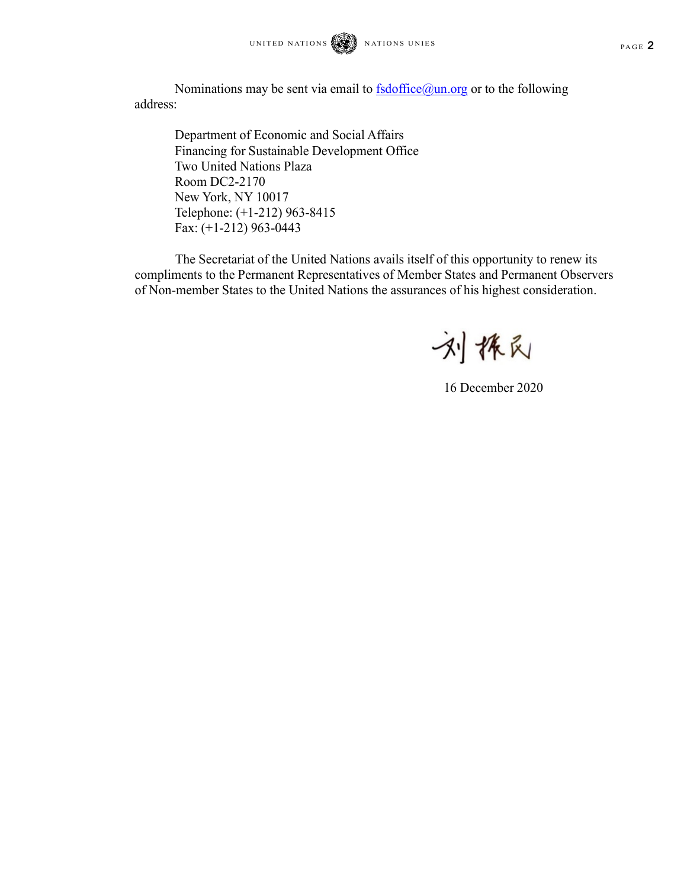Nominations may be sent via email to fsdoffice@un.org or to the following address:

Department of Economic and Social Affairs
Financing for Sustainable Development Office
Two United Nations Plaza
Room DC2-2170
New York, NY 10017
Telephone: (+1-212) 963-8415
Fax: (+1-212) 963-0443

The Secretariat of the United Nations avails itself of this opportunity to renew its compliments to the Permanent Representatives of Member States and Permanent Observers of Non-member States to the United Nations the assurances of his highest consideration.

刘振民

16 December 2020